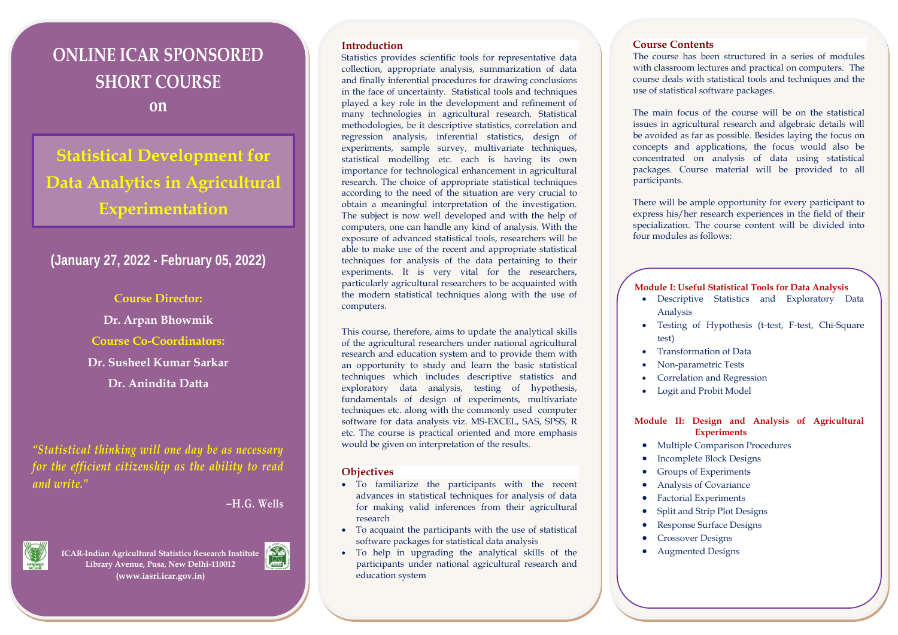# ONLINE ICAR SPONSORED SHORT COURSE on

## Statistical Development for Data Analytics in Agricultural Experimentation

**(January 27, 2022 - February 05, 2022)**

**Course Director:**

**Dr. Arpan Bhowmik**

**Course Co-Coordinators:**

**Dr. Susheel Kumar Sarkar**

**Dr. Anindita Datta**

*"Statistical thinking will one day be as necessary for the efficient citizenship as the ability to read and write."*

–H.G. Wells

**ICAR-Indian Agricultural Statistics Research Institute**
**Library Avenue, Pusa, New Delhi-110012**
**(www.iasri.icar.gov.in)**

## Introduction

Statistics provides scientific tools for representative data collection, appropriate analysis, summarization of data and finally inferential procedures for drawing conclusions in the face of uncertainty. Statistical tools and techniques played a key role in the development and refinement of many technologies in agricultural research. Statistical methodologies, be it descriptive statistics, correlation and regression analysis, inferential statistics, design of experiments, sample survey, multivariate techniques, statistical modelling etc. each is having its own importance for technological enhancement in agricultural research. The choice of appropriate statistical techniques according to the need of the situation are very crucial to obtain a meaningful interpretation of the investigation. The subject is now well developed and with the help of computers, one can handle any kind of analysis. With the exposure of advanced statistical tools, researchers will be able to make use of the recent and appropriate statistical techniques for analysis of the data pertaining to their experiments. It is very vital for the researchers, particularly agricultural researchers to be acquainted with the modern statistical techniques along with the use of computers.

This course, therefore, aims to update the analytical skills of the agricultural researchers under national agricultural research and education system and to provide them with an opportunity to study and learn the basic statistical techniques which includes descriptive statistics and exploratory data analysis, testing of hypothesis, fundamentals of design of experiments, multivariate techniques etc. along with the commonly used computer software for data analysis viz. MS-EXCEL, SAS, SPSS, R etc. The course is practical oriented and more emphasis would be given on interpretation of the results.

## Objectives

- To familiarize the participants with the recent advances in statistical techniques for analysis of data for making valid inferences from their agricultural research
- To acquaint the participants with the use of statistical software packages for statistical data analysis
- To help in upgrading the analytical skills of the participants under national agricultural research and education system

## Course Contents

The course has been structured in a series of modules with classroom lectures and practical on computers. The course deals with statistical tools and techniques and the use of statistical software packages.

The main focus of the course will be on the statistical issues in agricultural research and algebraic details will be avoided as far as possible. Besides laying the focus on concepts and applications, the focus would also be concentrated on analysis of data using statistical packages. Course material will be provided to all participants.

There will be ample opportunity for every participant to express his/her research experiences in the field of their specialization. The course content will be divided into four modules as follows:

### Module I: Useful Statistical Tools for Data Analysis

- Descriptive Statistics and Exploratory Data Analysis
- Testing of Hypothesis (t-test, F-test, Chi-Square test)
- Transformation of Data
- Non-parametric Tests
- Correlation and Regression
- Logit and Probit Model

### Module II: Design and Analysis of Agricultural Experiments

- Multiple Comparison Procedures
- Incomplete Block Designs
- Groups of Experiments
- Analysis of Covariance
- Factorial Experiments
- Split and Strip Plot Designs
- Response Surface Designs
- Crossover Designs
- Augmented Designs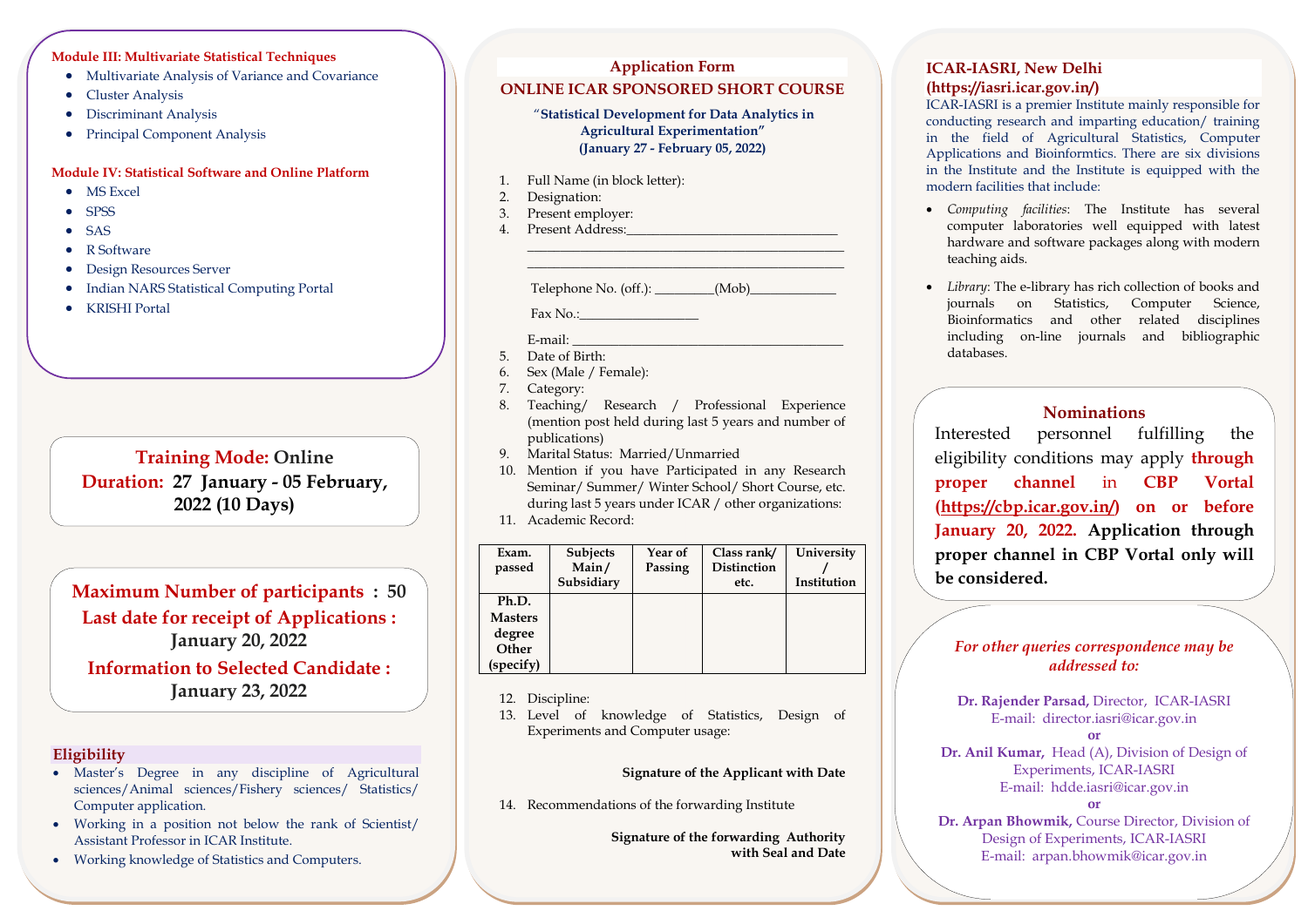### Module III: Multivariate Statistical Techniques

- Multivariate Analysis of Variance and Covariance
- Cluster Analysis
- Discriminant Analysis
- Principal Component Analysis

### Module IV: Statistical Software and Online Platform

- MS Excel
- SPSS
- SAS
- R Software
- Design Resources Server
- Indian NARS Statistical Computing Portal
- KRISHI Portal

**Training Mode: Online**
**Duration: 27 January - 05 February, 2022 (10 Days)**

**Maximum Number of participants : 50**
**Last date for receipt of Applications : January 20, 2022**
**Information to Selected Candidate : January 23, 2022**

## Eligibility

- Master's Degree in any discipline of Agricultural sciences/Animal sciences/Fishery sciences/ Statistics/ Computer application.
- Working in a position not below the rank of Scientist/ Assistant Professor in ICAR Institute.
- Working knowledge of Statistics and Computers.

## Application Form

## ONLINE ICAR SPONSORED SHORT COURSE

**"Statistical Development for Data Analytics in Agricultural Experimentation"**
**(January 27 - February 05, 2022)**

1. Full Name (in block letter):
2. Designation:
3. Present employer:
4. Present Address:________________________________
   ______________________________________________
   ______________________________________________

   Telephone No. (off.): _________(Mob)_____________

   Fax No.:__________________

   E-mail: ________________________________________
5. Date of Birth:
6. Sex (Male / Female):
7. Category:
8. Teaching/ Research / Professional Experience (mention post held during last 5 years and number of publications)
9. Marital Status: Married/Unmarried
10. Mention if you have Participated in any Research Seminar/ Summer/ Winter School/ Short Course, etc. during last 5 years under ICAR / other organizations:
11. Academic Record:

| Exam. passed | Subjects Main/ Subsidiary | Year of Passing | Class rank/ Distinction etc. | University / Institution |
|---|---|---|---|---|
| Ph.D. Masters degree Other (specify) | | | | |

12. Discipline:
13. Level of knowledge of Statistics, Design of Experiments and Computer usage:

**Signature of the Applicant with Date**

14. Recommendations of the forwarding Institute

**Signature of the forwarding Authority with Seal and Date**

## ICAR-IASRI, New Delhi (https://iasri.icar.gov.in/)

ICAR-IASRI is a premier Institute mainly responsible for conducting research and imparting education/ training in the field of Agricultural Statistics, Computer Applications and Bioinformtics. There are six divisions in the Institute and the Institute is equipped with the modern facilities that include:

- *Computing facilities*: The Institute has several computer laboratories well equipped with latest hardware and software packages along with modern teaching aids.
- *Library*: The e-library has rich collection of books and journals on Statistics, Computer Science, Bioinformatics and other related disciplines including on-line journals and bibliographic databases.

## Nominations

Interested personnel fulfilling the eligibility conditions may apply **through proper channel** in **CBP Vortal (https://cbp.icar.gov.in/) on or before January 20, 2022. Application through proper channel in CBP Vortal only will be considered.**

*For other queries correspondence may be addressed to:*

**Dr. Rajender Parsad,** Director, ICAR-IASRI
E-mail: director.iasri@icar.gov.in

**or**

**Dr. Anil Kumar,** Head (A), Division of Design of Experiments, ICAR-IASRI
E-mail: hdde.iasri@icar.gov.in

**or**

**Dr. Arpan Bhowmik,** Course Director, Division of Design of Experiments, ICAR-IASRI
E-mail: arpan.bhowmik@icar.gov.in